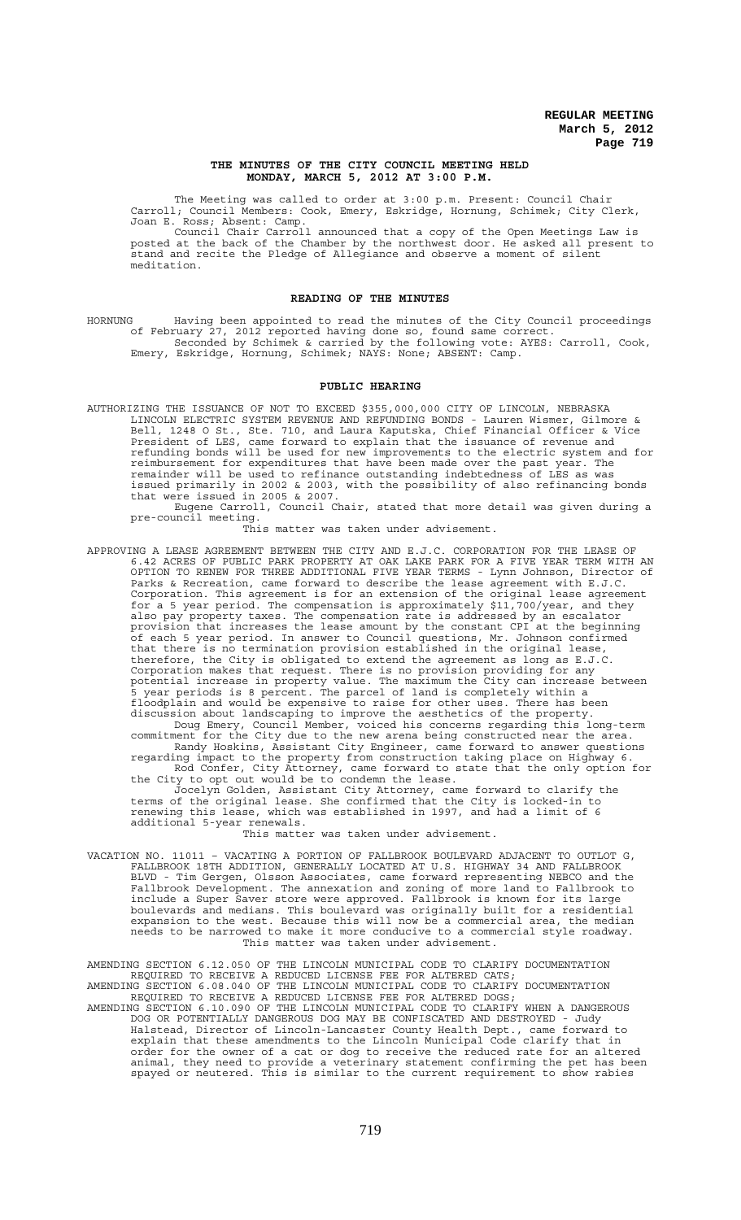# THE MINUTES OF THE CITY COUNCIL MEETING HELD MONDAY, MARCH 5, 2012 AT 3:00 P.M.

The Meeting was called to order at 3:00 p.m. Present: Council Chair Carroll; Council Members: Cook, Emery, Eskridge, Hornung, Schimek; City Clerk, Joan E. Ross; Absent: Camp.

Council Chair Carroll announced that a copy of the Open Meetings Law is posted at the back of the Chamber by the northwest door. He asked all present to stand and recite the Pledge of Allegiance and observe a moment of silent meditation.

## READING OF THE MINUTES

HORNUNG Having been appointed to read the minutes of the City Council proceedings of February 27, 2012 reported having done so, found same correct.

Seconded by Schimek & carried by the following vote: AYES: Carroll, Cook, Emery, Eskridge, Hornung, Schimek; NAYS: None; ABSENT: Camp.

## PUBLIC HEARING

AUTHORIZING THE ISSUANCE OF NOT TO EXCEED $355,000,000 CITY OF LINCOLN, NEBRASKA LINCOLN ELECTRIC SYSTEM REVENUE AND REFUNDING BONDS - Lauren Wismer, Gilmore & Bell, 1248 O St., Ste. 710, and Laura Kaputska, Chief Financial Officer & Vice President of LES, came forward to explain that the issuance of revenue and refunding bonds will be used for new improvements to the electric system and for reimbursement for expenditures that have been made over the past year. The remainder will be used to refinance outstanding indebtedness of LES as was issued primarily in 2002 & 2003, with the possibility of also refinancing bonds that were issued in 2005 & 2007.

Eugene Carroll, Council Chair, stated that more detail was given during a pre-council meeting.

This matter was taken under advisement.

APPROVING A LEASE AGREEMENT BETWEEN THE CITY AND E.J.C. CORPORATION FOR THE LEASE OF 6.42 ACRES OF PUBLIC PARK PROPERTY AT OAK LAKE PARK FOR A FIVE YEAR TERM WITH AN OPTION TO RENEW FOR THREE ADDITIONAL FIVE YEAR TERMS - Lynn Johnson, Director of Parks & Recreation, came forward to describe the lease agreement with E.J.C. Corporation. This agreement is for an extension of the original lease agreement for a 5 year period. The compensation is approximately $11,700/year, and they also pay property taxes. The compensation rate is addressed by an escalator provision that increases the lease amount by the constant CPI at the beginning of each 5 year period. In answer to Council questions, Mr. Johnson confirmed that there is no termination provision established in the original lease, therefore, the City is obligated to extend the agreement as long as E.J.C. Corporation makes that request. There is no provision providing for any potential increase in property value. The maximum the City can increase between 5 year periods is 8 percent. The parcel of land is completely within a floodplain and would be expensive to raise for other uses. There has been discussion about landscaping to improve the aesthetics of the property.

Doug Emery, Council Member, voiced his concerns regarding this long-term commitment for the City due to the new arena being constructed near the area.

Randy Hoskins, Assistant City Engineer, came forward to answer questions regarding impact to the property from construction taking place on Highway 6.

Rod Confer, City Attorney, came forward to state that the only option for the City to opt out would be to condemn the lease.

Jocelyn Golden, Assistant City Attorney, came forward to clarify the terms of the original lease. She confirmed that the City is locked-in to renewing this lease, which was established in 1997, and had a limit of 6 additional 5-year renewals.

This matter was taken under advisement.

VACATION NO. 11011 – VACATING A PORTION OF FALLBROOK BOULEVARD ADJACENT TO OUTLOT G, FALLBROOK 18TH ADDITION, GENERALLY LOCATED AT U.S. HIGHWAY 34 AND FALLBROOK BLVD - Tim Gergen, Olsson Associates, came forward representing NEBCO and the Fallbrook Development. The annexation and zoning of more land to Fallbrook to include a Super Saver store were approved. Fallbrook is known for its large boulevards and medians. This boulevard was originally built for a residential expansion to the west. Because this will now be a commercial area, the median needs to be narrowed to make it more conducive to a commercial style roadway.

This matter was taken under advisement.

AMENDING SECTION 6.12.050 OF THE LINCOLN MUNICIPAL CODE TO CLARIFY DOCUMENTATION REQUIRED TO RECEIVE A REDUCED LICENSE FEE FOR ALTERED CATS;

AMENDING SECTION 6.08.040 OF THE LINCOLN MUNICIPAL CODE TO CLARIFY DOCUMENTATION REQUIRED TO RECEIVE A REDUCED LICENSE FEE FOR ALTERED DOGS;

AMENDING SECTION 6.10.090 OF THE LINCOLN MUNICIPAL CODE TO CLARIFY WHEN A DANGEROUS DOG OR POTENTIALLY DANGEROUS DOG MAY BE CONFISCATED AND DESTROYED - Judy Halstead, Director of Lincoln-Lancaster County Health Dept., came forward to explain that these amendments to the Lincoln Municipal Code clarify that in order for the owner of a cat or dog to receive the reduced rate for an altered animal, they need to provide a veterinary statement confirming the pet has been spayed or neutered. This is similar to the current requirement to show rabies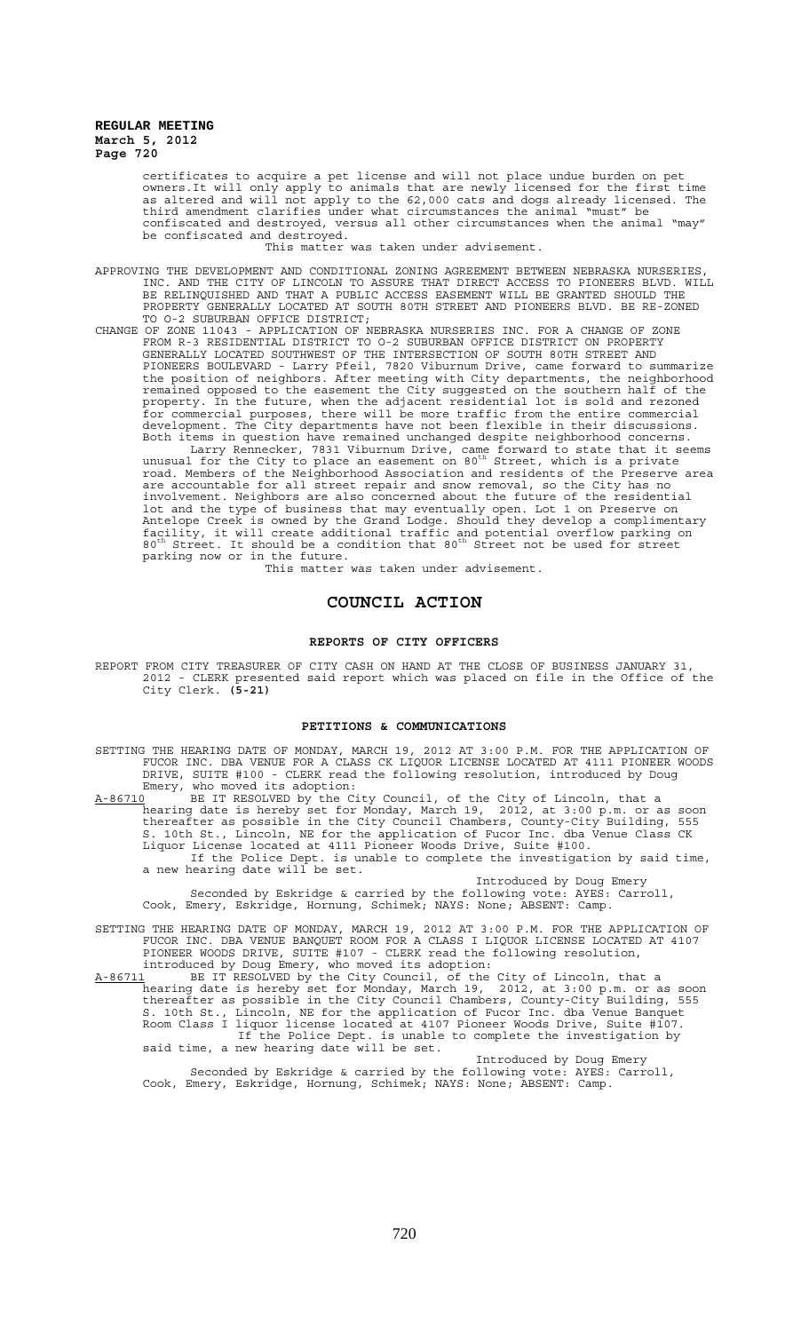certificates to acquire a pet license and will not place undue burden on pet owners.It will only apply to animals that are newly licensed for the first time as altered and will not apply to the 62,000 cats and dogs already licensed. The third amendment clarifies under what circumstances the animal "must" be confiscated and destroyed, versus all other circumstances when the animal "may" be confiscated and destroyed.

This matter was taken under advisement.

APPROVING THE DEVELOPMENT AND CONDITIONAL ZONING AGREEMENT BETWEEN NEBRASKA NURSERIES, INC. AND THE CITY OF LINCOLN TO ASSURE THAT DIRECT ACCESS TO PIONEERS BLVD. WILL BE RELINQUISHED AND THAT A PUBLIC ACCESS EASEMENT WILL BE GRANTED SHOULD THE PROPERTY GENERALLY LOCATED AT SOUTH 80TH STREET AND PIONEERS BLVD. BE RE-ZONED TO O-2 SUBURBAN OFFICE DISTRICT;

CHANGE OF ZONE 11043 - APPLICATION OF NEBRASKA NURSERIES INC. FOR A CHANGE OF ZONE FROM R-3 RESIDENTIAL DISTRICT TO O-2 SUBURBAN OFFICE DISTRICT ON PROPERTY GENERALLY LOCATED SOUTHWEST OF THE INTERSECTION OF SOUTH 80TH STREET AND PIONEERS BOULEVARD - Larry Pfeil, 7820 Viburnum Drive, came forward to summarize the position of neighbors. After meeting with City departments, the neighborhood remained opposed to the easement the City suggested on the southern half of the property. In the future, when the adjacent residential lot is sold and rezoned for commercial purposes, there will be more traffic from the entire commercial development. The City departments have not been flexible in their discussions. Both items in question have remained unchanged despite neighborhood concerns.

Larry Rennecker, 7831 Viburnum Drive, came forward to state that it seems unusual for the City to place an easement on 80th Street, which is a private road. Members of the Neighborhood Association and residents of the Preserve area are accountable for all street repair and snow removal, so the City has no involvement. Neighbors are also concerned about the future of the residential lot and the type of business that may eventually open. Lot 1 on Preserve on Antelope Creek is owned by the Grand Lodge. Should they develop a complimentary facility, it will create additional traffic and potential overflow parking on 80th Street. It should be a condition that 80th Street not be used for street parking now or in the future.

This matter was taken under advisement.

## COUNCIL ACTION

### REPORTS OF CITY OFFICERS

REPORT FROM CITY TREASURER OF CITY CASH ON HAND AT THE CLOSE OF BUSINESS JANUARY 31, 2012 - CLERK presented said report which was placed on file in the Office of the City Clerk. **(5-21)**

### PETITIONS & COMMUNICATIONS

SETTING THE HEARING DATE OF MONDAY, MARCH 19, 2012 AT 3:00 P.M. FOR THE APPLICATION OF FUCOR INC. DBA VENUE FOR A CLASS CK LIQUOR LICENSE LOCATED AT 4111 PIONEER WOODS DRIVE, SUITE #100 - CLERK read the following resolution, introduced by Doug Emery, who moved its adoption:

A-86710 BE IT RESOLVED by the City Council, of the City of Lincoln, that a hearing date is hereby set for Monday, March 19, 2012, at 3:00 p.m. or as soon thereafter as possible in the City Council Chambers, County-City Building, 555 S. 10th St., Lincoln, NE for the application of Fucor Inc. dba Venue Class CK Liquor License located at 4111 Pioneer Woods Drive, Suite #100.

If the Police Dept. is unable to complete the investigation by said time, a new hearing date will be set.

Introduced by Doug Emery

Seconded by Eskridge & carried by the following vote: AYES: Carroll, Cook, Emery, Eskridge, Hornung, Schimek; NAYS: None; ABSENT: Camp.

SETTING THE HEARING DATE OF MONDAY, MARCH 19, 2012 AT 3:00 P.M. FOR THE APPLICATION OF FUCOR INC. DBA VENUE BANQUET ROOM FOR A CLASS I LIQUOR LICENSE LOCATED AT 4107 PIONEER WOODS DRIVE, SUITE #107 - CLERK read the following resolution, introduced by Doug Emery, who moved its adoption:

A-86711 BE IT RESOLVED by the City Council, of the City of Lincoln, that a hearing date is hereby set for Monday, March 19, 2012, at 3:00 p.m. or as soon thereafter as possible in the City Council Chambers, County-City Building, 555 S. 10th St., Lincoln, NE for the application of Fucor Inc. dba Venue Banquet Room Class I liquor license located at 4107 Pioneer Woods Drive, Suite #107.

If the Police Dept. is unable to complete the investigation by said time, a new hearing date will be set.

Introduced by Doug Emery

Seconded by Eskridge & carried by the following vote: AYES: Carroll, Cook, Emery, Eskridge, Hornung, Schimek; NAYS: None; ABSENT: Camp.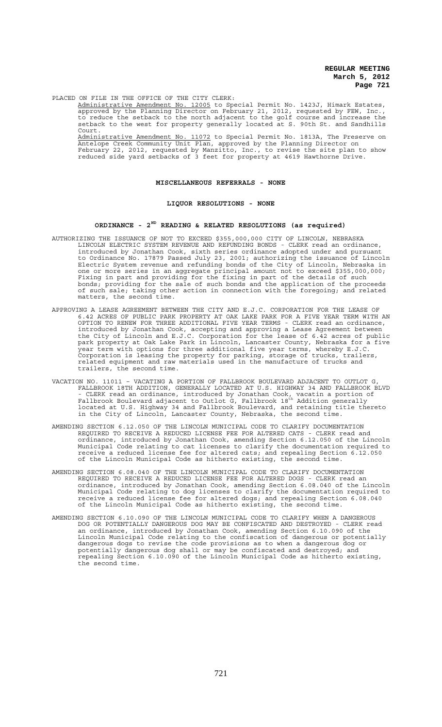PLACED ON FILE IN THE OFFICE OF THE CITY CLERK:

Administrative Amendment No. 12005 to Special Permit No. 1423J, Himark Estates, approved by the Planning Director on February 21, 2012, requested by FEW, Inc., to reduce the setback to the north adjacent to the golf course and increase the setback to the west for property generally located at S. 90th St. and Sandhills Court.

Administrative Amendment No. 11072 to Special Permit No. 1813A, The Preserve on Antelope Creek Community Unit Plan, approved by the Planning Director on February 22, 2012, requested by Manzitto, Inc., to revise the site plan to show reduced side yard setbacks of 3 feet for property at 4619 Hawthorne Drive.

## MISCELLANEOUS REFERRALS - NONE

## LIQUOR RESOLUTIONS - NONE

## ORDINANCE - 2ND READING & RELATED RESOLUTIONS (as required)

AUTHORIZING THE ISSUANCE OF NOT TO EXCEED $355,000,000 CITY OF LINCOLN, NEBRASKA LINCOLN ELECTRIC SYSTEM REVENUE AND REFUNDING BONDS - CLERK read an ordinance, introduced by Jonathan Cook, sixth series ordinance adopted under and pursuant to Ordinance No. 17879 Passed July 23, 2001; authorizing the issuance of Lincoln Electric System revenue and refunding bonds of the City of Lincoln, Nebraska in one or more series in an aggregate principal amount not to exceed $355,000,000; Fixing in part and providing for the fixing in part of the details of such bonds; providing for the sale of such bonds and the application of the proceeds of such sale; taking other action in connection with the foregoing; and related matters, the second time.

APPROVING A LEASE AGREEMENT BETWEEN THE CITY AND E.J.C. CORPORATION FOR THE LEASE OF 6.42 ACRES OF PUBLIC PARK PROPERTY AT OAK LAKE PARK FOR A FIVE YEAR TERM WITH AN OPTION TO RENEW FOR THREE ADDITIONAL FIVE YEAR TERMS - CLERK read an ordinance, introduced by Jonathan Cook, accepting and approving a Lease Agreement between the City of Lincoln and E.J.C. Corporation for the lease of 6.42 acres of public park property at Oak Lake Park in Lincoln, Lancaster County, Nebraska for a five year term with options for three additional five year terms, whereby E.J.C. Corporation is leasing the property for parking, storage of trucks, trailers, related equipment and raw materials used in the manufacture of trucks and trailers, the second time.

VACATION NO. 11011 – VACATING A PORTION OF FALLBROOK BOULEVARD ADJACENT TO OUTLOT G, FALLBROOK 18TH ADDITION, GENERALLY LOCATED AT U.S. HIGHWAY 34 AND FALLBROOK BLVD - CLERK read an ordinance, introduced by Jonathan Cook, vacatin a portion of Fallbrook Boulevard adjacent to Outlot G, Fallbrook 18th Addition generally located at U.S. Highway 34 and Fallbrook Boulevard, and retaining title thereto in the City of Lincoln, Lancaster County, Nebraska, the second time.

AMENDING SECTION 6.12.050 OF THE LINCOLN MUNICIPAL CODE TO CLARIFY DOCUMENTATION REQUIRED TO RECEIVE A REDUCED LICENSE FEE FOR ALTERED CATS - CLERK read and ordinance, introduced by Jonathan Cook, amending Section 6.12.050 of the Lincoln Municipal Code relating to cat licenses to clarify the documentation required to receive a reduced license fee for altered cats; and repealing Section 6.12.050 of the Lincoln Municipal Code as hitherto existing, the second time.

AMENDING SECTION 6.08.040 OF THE LINCOLN MUNICIPAL CODE TO CLARIFY DOCUMENTATION REQUIRED TO RECEIVE A REDUCED LICENSE FEE FOR ALTERED DOGS - CLERK read an ordinance, introduced by Jonathan Cook, amending Section 6.08.040 of the Lincoln Municipal Code relating to dog licenses to clarify the documentation required to receive a reduced license fee for altered dogs; and repealing Section 6.08.040 of the Lincoln Municipal Code as hitherto existing, the second time.

AMENDING SECTION 6.10.090 OF THE LINCOLN MUNICIPAL CODE TO CLARIFY WHEN A DANGEROUS DOG OR POTENTIALLY DANGEROUS DOG MAY BE CONFISCATED AND DESTROYED - CLERK read an ordinance, introduced by Jonathan Cook, amending Section 6.10.090 of the Lincoln Municipal Code relating to the confiscation of dangerous or potentially dangerous dogs to revise the code provisions as to when a dangerous dog or potentially dangerous dog shall or may be confiscated and destroyed; and repealing Section 6.10.090 of the Lincoln Municipal Code as hitherto existing, the second time.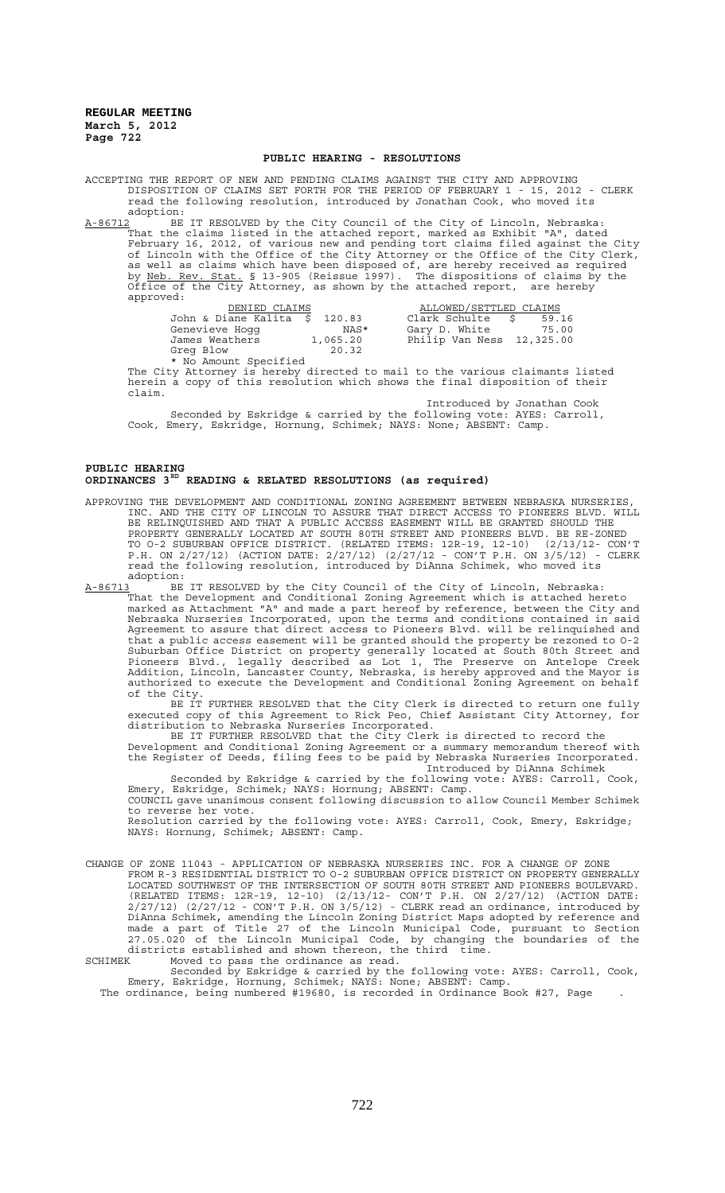**REGULAR MEETING**
**March 5, 2012**

## PUBLIC HEARING - RESOLUTIONS

ACCEPTING THE REPORT OF NEW AND PENDING CLAIMS AGAINST THE CITY AND APPROVING DISPOSITION OF CLAIMS SET FORTH FOR THE PERIOD OF FEBRUARY 1 - 15, 2012 - CLERK read the following resolution, introduced by Jonathan Cook, who moved its adoption:

A-86712 BE IT RESOLVED by the City Council of the City of Lincoln, Nebraska: That the claims listed in the attached report, marked as Exhibit "A", dated February 16, 2012, of various new and pending tort claims filed against the City of Lincoln with the Office of the City Attorney or the Office of the City Clerk, as well as claims which have been disposed of, are hereby received as required by Neb. Rev. Stat. § 13-905 (Reissue 1997). The dispositions of claims by the Office of the City Attorney, as shown by the attached report, are hereby approved:

| DENIED CLAIMS | | ALLOWED/SETTLED CLAIMS | |
|---|---|---|---|
| John & Diane Kalita | $ 120.83 | Clark Schulte | $ 59.16 |
| Genevieve Hogg | NAS* | Gary D. White | 75.00 |
| James Weathers | 1,065.20 | Philip Van Ness | 12,325.00 |
| Greg Blow | 20.32 | | |

\* No Amount Specified

The City Attorney is hereby directed to mail to the various claimants listed herein a copy of this resolution which shows the final disposition of their claim.

Introduced by Jonathan Cook

Seconded by Eskridge & carried by the following vote: AYES: Carroll, Cook, Emery, Eskridge, Hornung, Schimek; NAYS: None; ABSENT: Camp.

## PUBLIC HEARING
## ORDINANCES 3RD READING & RELATED RESOLUTIONS (as required)

APPROVING THE DEVELOPMENT AND CONDITIONAL ZONING AGREEMENT BETWEEN NEBRASKA NURSERIES, INC. AND THE CITY OF LINCOLN TO ASSURE THAT DIRECT ACCESS TO PIONEERS BLVD. WILL BE RELINQUISHED AND THAT A PUBLIC ACCESS EASEMENT WILL BE GRANTED SHOULD THE PROPERTY GENERALLY LOCATED AT SOUTH 80TH STREET AND PIONEERS BLVD. BE RE-ZONED TO O-2 SUBURBAN OFFICE DISTRICT. (RELATED ITEMS: 12R-19, 12-10) (2/13/12- CON'T P.H. ON 2/27/12) (ACTION DATE: 2/27/12) (2/27/12 - CON'T P.H. ON 3/5/12) - CLERK read the following resolution, introduced by DiAnna Schimek, who moved its adoption:

A-86713 BE IT RESOLVED by the City Council of the City of Lincoln, Nebraska: That the Development and Conditional Zoning Agreement which is attached hereto marked as Attachment "A" and made a part hereof by reference, between the City and Nebraska Nurseries Incorporated, upon the terms and conditions contained in said Agreement to assure that direct access to Pioneers Blvd. will be relinquished and that a public access easement will be granted should the property be rezoned to O-2 Suburban Office District on property generally located at South 80th Street and Pioneers Blvd., legally described as Lot 1, The Preserve on Antelope Creek Addition, Lincoln, Lancaster County, Nebraska, is hereby approved and the Mayor is authorized to execute the Development and Conditional Zoning Agreement on behalf of the City.

BE IT FURTHER RESOLVED that the City Clerk is directed to return one fully executed copy of this Agreement to Rick Peo, Chief Assistant City Attorney, for distribution to Nebraska Nurseries Incorporated.

BE IT FURTHER RESOLVED that the City Clerk is directed to record the Development and Conditional Zoning Agreement or a summary memorandum thereof with the Register of Deeds, filing fees to be paid by Nebraska Nurseries Incorporated.

Introduced by DiAnna Schimek

Seconded by Eskridge & carried by the following vote: AYES: Carroll, Cook, Emery, Eskridge, Schimek; NAYS: Hornung; ABSENT: Camp.

COUNCIL gave unanimous consent following discussion to allow Council Member Schimek to reverse her vote.

Resolution carried by the following vote: AYES: Carroll, Cook, Emery, Eskridge; NAYS: Hornung, Schimek; ABSENT: Camp.

CHANGE OF ZONE 11043 - APPLICATION OF NEBRASKA NURSERIES INC. FOR A CHANGE OF ZONE FROM R-3 RESIDENTIAL DISTRICT TO O-2 SUBURBAN OFFICE DISTRICT ON PROPERTY GENERALLY LOCATED SOUTHWEST OF THE INTERSECTION OF SOUTH 80TH STREET AND PIONEERS BOULEVARD. (RELATED ITEMS: 12R-19, 12-10) (2/13/12- CON'T P.H. ON 2/27/12) (ACTION DATE: 2/27/12) (2/27/12 - CON'T P.H. ON 3/5/12) - CLERK read an ordinance, introduced by DiAnna Schimek, amending the Lincoln Zoning District Maps adopted by reference and made a part of Title 27 of the Lincoln Municipal Code, pursuant to Section 27.05.020 of the Lincoln Municipal Code, by changing the boundaries of the districts established and shown thereon, the third time.

SCHIMEK Moved to pass the ordinance as read.

Seconded by Eskridge & carried by the following vote: AYES: Carroll, Cook, Emery, Eskridge, Hornung, Schimek; NAYS: None; ABSENT: Camp.

The ordinance, being numbered #19680, is recorded in Ordinance Book #27, Page .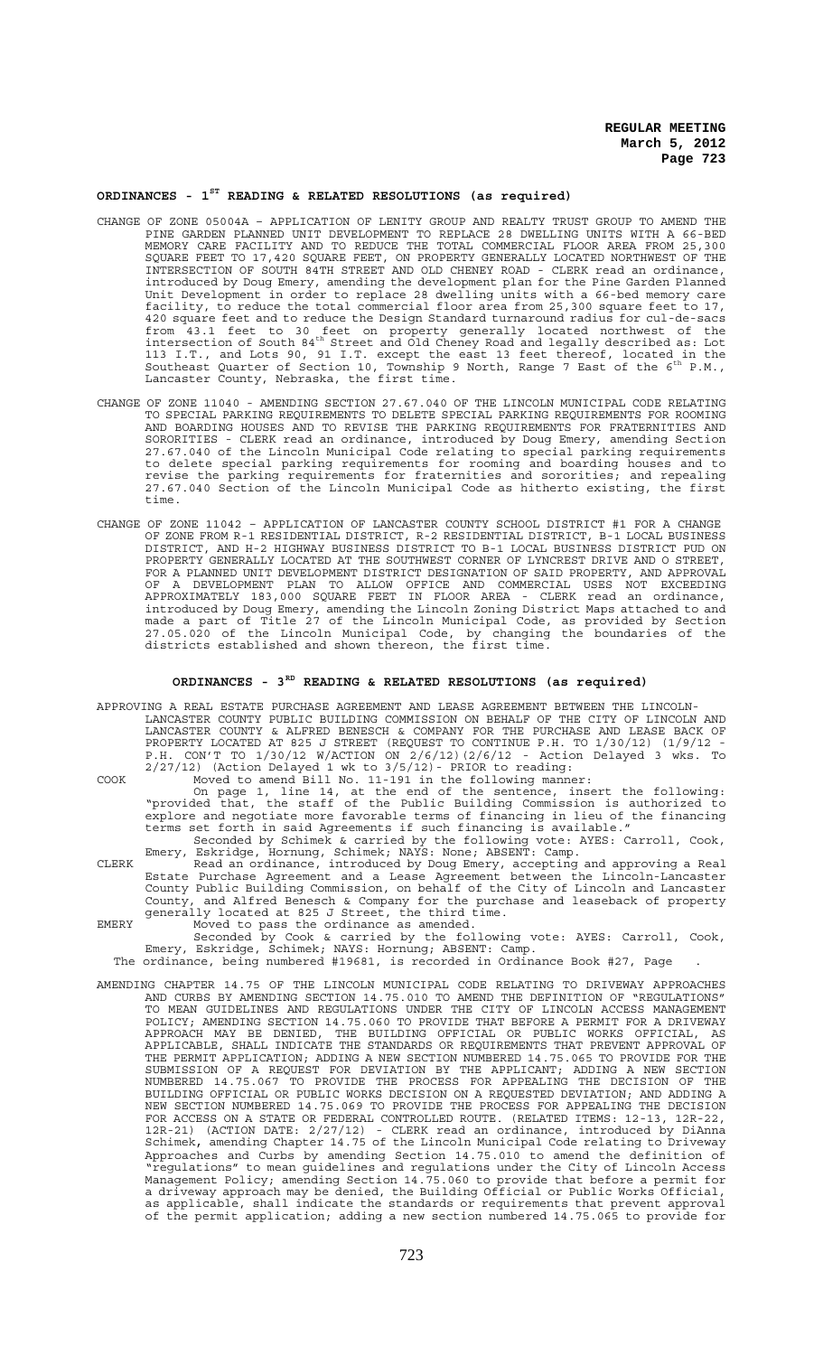## ORDINANCES - 1ST READING & RELATED RESOLUTIONS (as required)

CHANGE OF ZONE 05004A – APPLICATION OF LENITY GROUP AND REALTY TRUST GROUP TO AMEND THE PINE GARDEN PLANNED UNIT DEVELOPMENT TO REPLACE 28 DWELLING UNITS WITH A 66-BED MEMORY CARE FACILITY AND TO REDUCE THE TOTAL COMMERCIAL FLOOR AREA FROM 25,300 SQUARE FEET TO 17,420 SQUARE FEET, ON PROPERTY GENERALLY LOCATED NORTHWEST OF THE INTERSECTION OF SOUTH 84TH STREET AND OLD CHENEY ROAD - CLERK read an ordinance, introduced by Doug Emery, amending the development plan for the Pine Garden Planned Unit Development in order to replace 28 dwelling units with a 66-bed memory care facility, to reduce the total commercial floor area from 25,300 square feet to 17, 420 square feet and to reduce the Design Standard turnaround radius for cul-de-sacs from 43.1 feet to 30 feet on property generally located northwest of the intersection of South 84th Street and Old Cheney Road and legally described as: Lot 113 I.T., and Lots 90, 91 I.T. except the east 13 feet thereof, located in the Southeast Quarter of Section 10, Township 9 North, Range 7 East of the 6th P.M., Lancaster County, Nebraska, the first time.

CHANGE OF ZONE 11040 - AMENDING SECTION 27.67.040 OF THE LINCOLN MUNICIPAL CODE RELATING TO SPECIAL PARKING REQUIREMENTS TO DELETE SPECIAL PARKING REQUIREMENTS FOR ROOMING AND BOARDING HOUSES AND TO REVISE THE PARKING REQUIREMENTS FOR FRATERNITIES AND SORORITIES - CLERK read an ordinance, introduced by Doug Emery, amending Section 27.67.040 of the Lincoln Municipal Code relating to special parking requirements to delete special parking requirements for rooming and boarding houses and to revise the parking requirements for fraternities and sororities; and repealing 27.67.040 Section of the Lincoln Municipal Code as hitherto existing, the first time.

CHANGE OF ZONE 11042 – APPLICATION OF LANCASTER COUNTY SCHOOL DISTRICT #1 FOR A CHANGE OF ZONE FROM R-1 RESIDENTIAL DISTRICT, R-2 RESIDENTIAL DISTRICT, B-1 LOCAL BUSINESS DISTRICT, AND H-2 HIGHWAY BUSINESS DISTRICT TO B-1 LOCAL BUSINESS DISTRICT PUD ON PROPERTY GENERALLY LOCATED AT THE SOUTHWEST CORNER OF LYNCREST DRIVE AND O STREET, FOR A PLANNED UNIT DEVELOPMENT DISTRICT DESIGNATION OF SAID PROPERTY, AND APPROVAL OF A DEVELOPMENT PLAN TO ALLOW OFFICE AND COMMERCIAL USES NOT EXCEEDING APPROXIMATELY 183,000 SQUARE FEET IN FLOOR AREA - CLERK read an ordinance, introduced by Doug Emery, amending the Lincoln Zoning District Maps attached to and made a part of Title 27 of the Lincoln Municipal Code, as provided by Section 27.05.020 of the Lincoln Municipal Code, by changing the boundaries of the districts established and shown thereon, the first time.

## ORDINANCES - 3RD READING & RELATED RESOLUTIONS (as required)

APPROVING A REAL ESTATE PURCHASE AGREEMENT AND LEASE AGREEMENT BETWEEN THE LINCOLN-LANCASTER COUNTY PUBLIC BUILDING COMMISSION ON BEHALF OF THE CITY OF LINCOLN AND LANCASTER COUNTY & ALFRED BENESCH & COMPANY FOR THE PURCHASE AND LEASE BACK OF PROPERTY LOCATED AT 825 J STREET (REQUEST TO CONTINUE P.H. TO 1/30/12) (1/9/12 - P.H. CON'T TO 1/30/12 W/ACTION ON 2/6/12)(2/6/12 - Action Delayed 3 wks. To 2/27/12) (Action Delayed 1 wk to 3/5/12)- PRIOR to reading:

COOK Moved to amend Bill No. 11-191 in the following manner:

On page 1, line 14, at the end of the sentence, insert the following: "provided that, the staff of the Public Building Commission is authorized to explore and negotiate more favorable terms of financing in lieu of the financing terms set forth in said Agreements if such financing is available."

Seconded by Schimek & carried by the following vote: AYES: Carroll, Cook, Emery, Eskridge, Hornung, Schimek; NAYS: None; ABSENT: Camp.

CLERK Read an ordinance, introduced by Doug Emery, accepting and approving a Real Estate Purchase Agreement and a Lease Agreement between the Lincoln-Lancaster County Public Building Commission, on behalf of the City of Lincoln and Lancaster County, and Alfred Benesch & Company for the purchase and leaseback of property generally located at 825 J Street, the third time.

EMERY Moved to pass the ordinance as amended.

Seconded by Cook & carried by the following vote: AYES: Carroll, Cook, Emery, Eskridge, Schimek; NAYS: Hornung; ABSENT: Camp.

The ordinance, being numbered #19681, is recorded in Ordinance Book #27, Page .

AMENDING CHAPTER 14.75 OF THE LINCOLN MUNICIPAL CODE RELATING TO DRIVEWAY APPROACHES AND CURBS BY AMENDING SECTION 14.75.010 TO AMEND THE DEFINITION OF "REGULATIONS" TO MEAN GUIDELINES AND REGULATIONS UNDER THE CITY OF LINCOLN ACCESS MANAGEMENT POLICY; AMENDING SECTION 14.75.060 TO PROVIDE THAT BEFORE A PERMIT FOR A DRIVEWAY APPROACH MAY BE DENIED, THE BUILDING OFFICIAL OR PUBLIC WORKS OFFICIAL, AS APPLICABLE, SHALL INDICATE THE STANDARDS OR REQUIREMENTS THAT PREVENT APPROVAL OF THE PERMIT APPLICATION; ADDING A NEW SECTION NUMBERED 14.75.065 TO PROVIDE FOR THE SUBMISSION OF A REQUEST FOR DEVIATION BY THE APPLICANT; ADDING A NEW SECTION NUMBERED 14.75.067 TO PROVIDE THE PROCESS FOR APPEALING THE DECISION OF THE BUILDING OFFICIAL OR PUBLIC WORKS DECISION ON A REQUESTED DEVIATION; AND ADDING A NEW SECTION NUMBERED 14.75.069 TO PROVIDE THE PROCESS FOR APPEALING THE DECISION FOR ACCESS ON A STATE OR FEDERAL CONTROLLED ROUTE. (RELATED ITEMS: 12-13, 12R-22, 12R-21) (ACTION DATE: 2/27/12) - CLERK read an ordinance, introduced by DiAnna Schimek, amending Chapter 14.75 of the Lincoln Municipal Code relating to Driveway Approaches and Curbs by amending Section 14.75.010 to amend the definition of "regulations" to mean guidelines and regulations under the City of Lincoln Access Management Policy; amending Section 14.75.060 to provide that before a permit for a driveway approach may be denied, the Building Official or Public Works Official, as applicable, shall indicate the standards or requirements that prevent approval of the permit application; adding a new section numbered 14.75.065 to provide for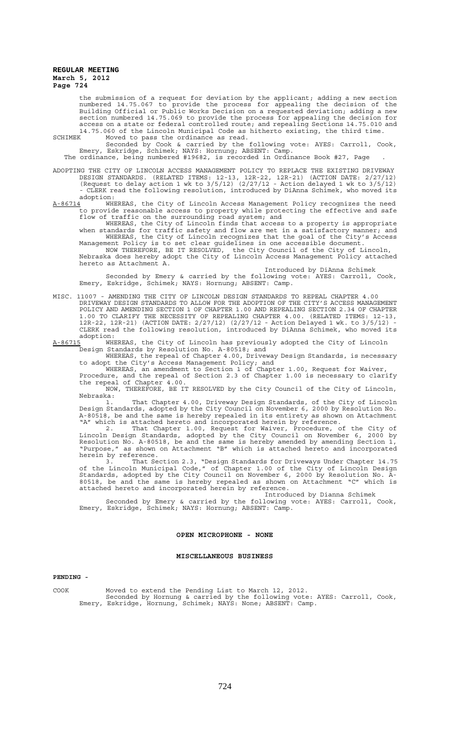the submission of a request for deviation by the applicant; adding a new section numbered 14.75.067 to provide the process for appealing the decision of the Building Official or Public Works Decision on a requested deviation; adding a new section numbered 14.75.069 to provide the process for appealing the decision for access on a state or federal controlled route; and repealing Sections 14.75.010 and 14.75.060 of the Lincoln Municipal Code as hitherto existing, the third time.

SCHIMEK Moved to pass the ordinance as read.

Seconded by Cook & carried by the following vote: AYES: Carroll, Cook, Emery, Eskridge, Schimek; NAYS: Hornung; ABSENT: Camp.

The ordinance, being numbered #19682, is recorded in Ordinance Book #27, Page .

ADOPTING THE CITY OF LINCOLN ACCESS MANAGEMENT POLICY TO REPLACE THE EXISTING DRIVEWAY DESIGN STANDARDS. (RELATED ITEMS: 12-13, 12R-22, 12R-21) (ACTION DATE: 2/27/12) (Request to delay action 1 wk to 3/5/12) (2/27/12 - Action delayed 1 wk to 3/5/12) - CLERK read the following resolution, introduced by DiAnna Schimek, who moved its adoption:

A-86714 WHEREAS, the City of Lincoln Access Management Policy recognizes the need to provide reasonable access to property while protecting the effective and safe flow of traffic on the surrounding road system; and

WHEREAS, the City of Lincoln finds that access to a property is appropriate when standards for traffic safety and flow are met in a satisfactory manner; and

WHEREAS, the City of Lincoln recognizes that the goal of the City's Access Management Policy is to set clear guidelines in one accessible document.

NOW THEREFORE, BE IT RESOLVED, the City Council of the City of Lincoln, Nebraska does hereby adopt the City of Lincoln Access Management Policy attached hereto as Attachment A.

Introduced by DiAnna Schimek

Seconded by Emery & carried by the following vote: AYES: Carroll, Cook, Emery, Eskridge, Schimek; NAYS: Hornung; ABSENT: Camp.

MISC. 11007 - AMENDING THE CITY OF LINCOLN DESIGN STANDARDS TO REPEAL CHAPTER 4.00 DRIVEWAY DESIGN STANDARDS TO ALLOW FOR THE ADOPTION OF THE CITY'S ACCESS MANAGEMENT POLICY AND AMENDING SECTION 1 OF CHAPTER 1.00 AND REPEALING SECTION 2.34 OF CHAPTER 1.00 TO CLARIFY THE NECESSITY OF REPEALING CHAPTER 4.00. (RELATED ITEMS: 12-13, 12R-22, 12R-21) (ACTION DATE: 2/27/12) (2/27/12 - Action Delayed 1 wk. to 3/5/12) - CLERK read the following resolution, introduced by DiAnna Schimek, who moved its adoption:

A-86715 WHEREAS, the City of Lincoln has previously adopted the City of Lincoln Design Standards by Resolution No. A-80518; and

WHEREAS, the repeal of Chapter 4.00, Driveway Design Standards, is necessary to adopt the City's Access Management Policy; and

WHEREAS, an amendment to Section 1 of Chapter 1.00, Request for Waiver, Procedure, and the repeal of Section 2.3 of Chapter 1.00 is necessary to clarify the repeal of Chapter 4.00.

NOW, THEREFORE, BE IT RESOLVED by the City Council of the City of Lincoln, Nebraska:

1. That Chapter 4.00, Driveway Design Standards, of the City of Lincoln Design Standards, adopted by the City Council on November 6, 2000 by Resolution No. A-80518, be and the same is hereby repealed in its entirety as shown on Attachment "A" which is attached hereto and incorporated herein by reference.

2. That Chapter 1.00, Request for Waiver, Procedure, of the City of Lincoln Design Standards, adopted by the City Council on November 6, 2000 by Resolution No. A-80518, be and the same is hereby amended by amending Section 1, "Purpose," as shown on Attachment "B" which is attached hereto and incorporated herein by reference.

3. That Section 2.3, "Design Standards for Driveways Under Chapter 14.75 of the Lincoln Municipal Code," of Chapter 1.00 of the City of Lincoln Design Standards, adopted by the City Council on November 6, 2000 by Resolution No. A-80518, be and the same is hereby repealed as shown on Attachment "C" which is attached hereto and incorporated herein by reference.

Introduced by Dianna Schimek

Seconded by Emery & carried by the following vote: AYES: Carroll, Cook, Emery, Eskridge, Schimek; NAYS: Hornung; ABSENT: Camp.

## OPEN MICROPHONE - NONE

## MISCELLANEOUS BUSINESS

**PENDING -**

COOK Moved to extend the Pending List to March 12, 2012.

Seconded by Hornung & carried by the following vote: AYES: Carroll, Cook, Emery, Eskridge, Hornung, Schimek; NAYS: None; ABSENT: Camp.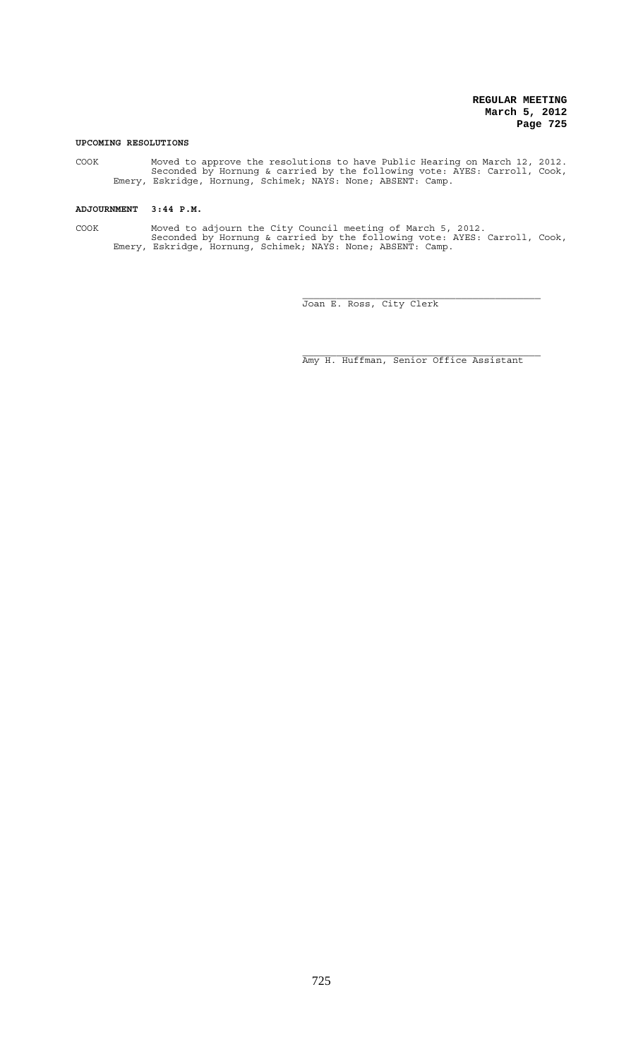**UPCOMING RESOLUTIONS**

COOK Moved to approve the resolutions to have Public Hearing on March 12, 2012. Seconded by Hornung & carried by the following vote: AYES: Carroll, Cook, Emery, Eskridge, Hornung, Schimek; NAYS: None; ABSENT: Camp.

**ADJOURNMENT 3:44 P.M.**

COOK Moved to adjourn the City Council meeting of March 5, 2012. Seconded by Hornung & carried by the following vote: AYES: Carroll, Cook, Emery, Eskridge, Hornung, Schimek; NAYS: None; ABSENT: Camp.

\_\_\_\_\_\_\_\_\_\_\_\_\_\_\_\_\_\_\_\_\_\_\_\_\_\_\_\_\_\_\_\_\_\_\_\_\_\_\_\_

Joan E. Ross, City Clerk

\_\_\_\_\_\_\_\_\_\_\_\_\_\_\_\_\_\_\_\_\_\_\_\_\_\_\_\_\_\_\_\_\_\_\_\_\_\_\_\_

Amy H. Huffman, Senior Office Assistant